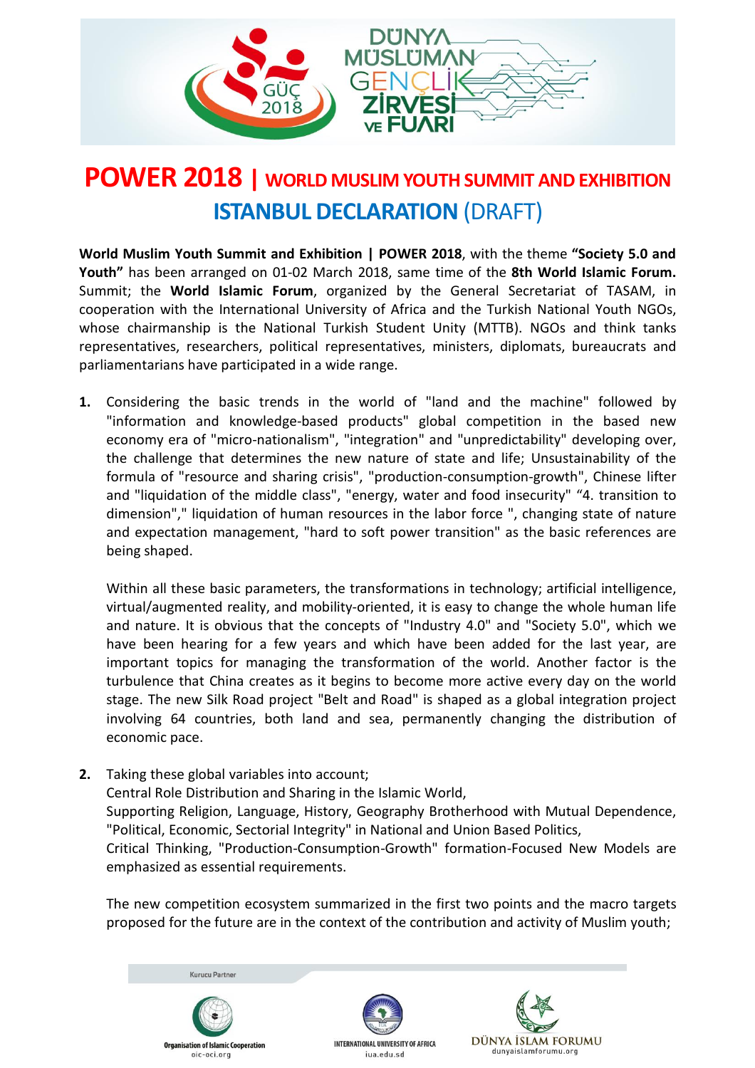# POWER 2018 | WORLD MUSLIM YOUTH SUMMIT AND EXHIBITION

## ISTANBUL DECLARATION (DRAFT)

**World Muslim Youth Summit and Exhibition | POWER 2018**, with the theme **"Society 5.0 and Youth"** has been arranged on 01-02 March 2018, same time of the **8th World Islamic Forum.** Summit; the **World Islamic Forum**, organized by the General Secretariat of TASAM, in cooperation with the International University of Africa and the Turkish National Youth NGOs, whose chairmanship is the National Turkish Student Unity (MTTB). NGOs and think tanks representatives, researchers, political representatives, ministers, diplomats, bureaucrats and parliamentarians have participated in a wide range.

1. Considering the basic trends in the world of "land and the machine" followed by "information and knowledge-based products" global competition in the based new economy era of "micro-nationalism", "integration" and "unpredictability" developing over, the challenge that determines the new nature of state and life; Unsustainability of the formula of "resource and sharing crisis", "production-consumption-growth", Chinese lifter and "liquidation of the middle class", "energy, water and food insecurity" "4. transition to dimension"," liquidation of human resources in the labor force ", changing state of nature and expectation management, "hard to soft power transition" as the basic references are being shaped.

   Within all these basic parameters, the transformations in technology; artificial intelligence, virtual/augmented reality, and mobility-oriented, it is easy to change the whole human life and nature. It is obvious that the concepts of "Industry 4.0" and "Society 5.0", which we have been hearing for a few years and which have been added for the last year, are important topics for managing the transformation of the world. Another factor is the turbulence that China creates as it begins to become more active every day on the world stage. The new Silk Road project "Belt and Road" is shaped as a global integration project involving 64 countries, both land and sea, permanently changing the distribution of economic pace.

2. Taking these global variables into account;
   Central Role Distribution and Sharing in the Islamic World,
   Supporting Religion, Language, History, Geography Brotherhood with Mutual Dependence,
   "Political, Economic, Sectorial Integrity" in National and Union Based Politics,
   Critical Thinking, "Production-Consumption-Growth" formation-Focused New Models are emphasized as essential requirements.

   The new competition ecosystem summarized in the first two points and the macro targets proposed for the future are in the context of the contribution and activity of Muslim youth;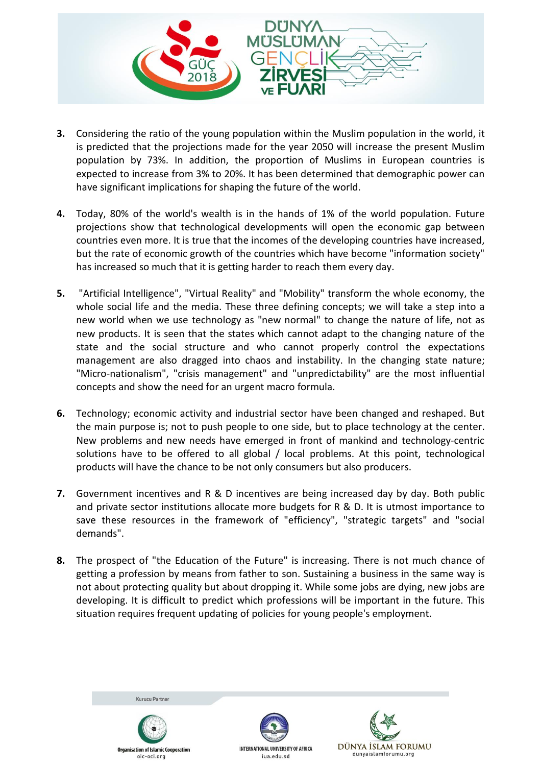3. Considering the ratio of the young population within the Muslim population in the world, it is predicted that the projections made for the year 2050 will increase the present Muslim population by 73%. In addition, the proportion of Muslims in European countries is expected to increase from 3% to 20%. It has been determined that demographic power can have significant implications for shaping the future of the world.

4. Today, 80% of the world's wealth is in the hands of 1% of the world population. Future projections show that technological developments will open the economic gap between countries even more. It is true that the incomes of the developing countries have increased, but the rate of economic growth of the countries which have become "information society" has increased so much that it is getting harder to reach them every day.

5. "Artificial Intelligence", "Virtual Reality" and "Mobility" transform the whole economy, the whole social life and the media. These three defining concepts; we will take a step into a new world when we use technology as "new normal" to change the nature of life, not as new products. It is seen that the states which cannot adapt to the changing nature of the state and the social structure and who cannot properly control the expectations management are also dragged into chaos and instability. In the changing state nature; "Micro-nationalism", "crisis management" and "unpredictability" are the most influential concepts and show the need for an urgent macro formula.

6. Technology; economic activity and industrial sector have been changed and reshaped. But the main purpose is; not to push people to one side, but to place technology at the center. New problems and new needs have emerged in front of mankind and technology-centric solutions have to be offered to all global / local problems. At this point, technological products will have the chance to be not only consumers but also producers.

7. Government incentives and R & D incentives are being increased day by day. Both public and private sector institutions allocate more budgets for R & D. It is utmost importance to save these resources in the framework of "efficiency", "strategic targets" and "social demands".

8. The prospect of "the Education of the Future" is increasing. There is not much chance of getting a profession by means from father to son. Sustaining a business in the same way is not about protecting quality but about dropping it. While some jobs are dying, new jobs are developing. It is difficult to predict which professions will be important in the future. This situation requires frequent updating of policies for young people's employment.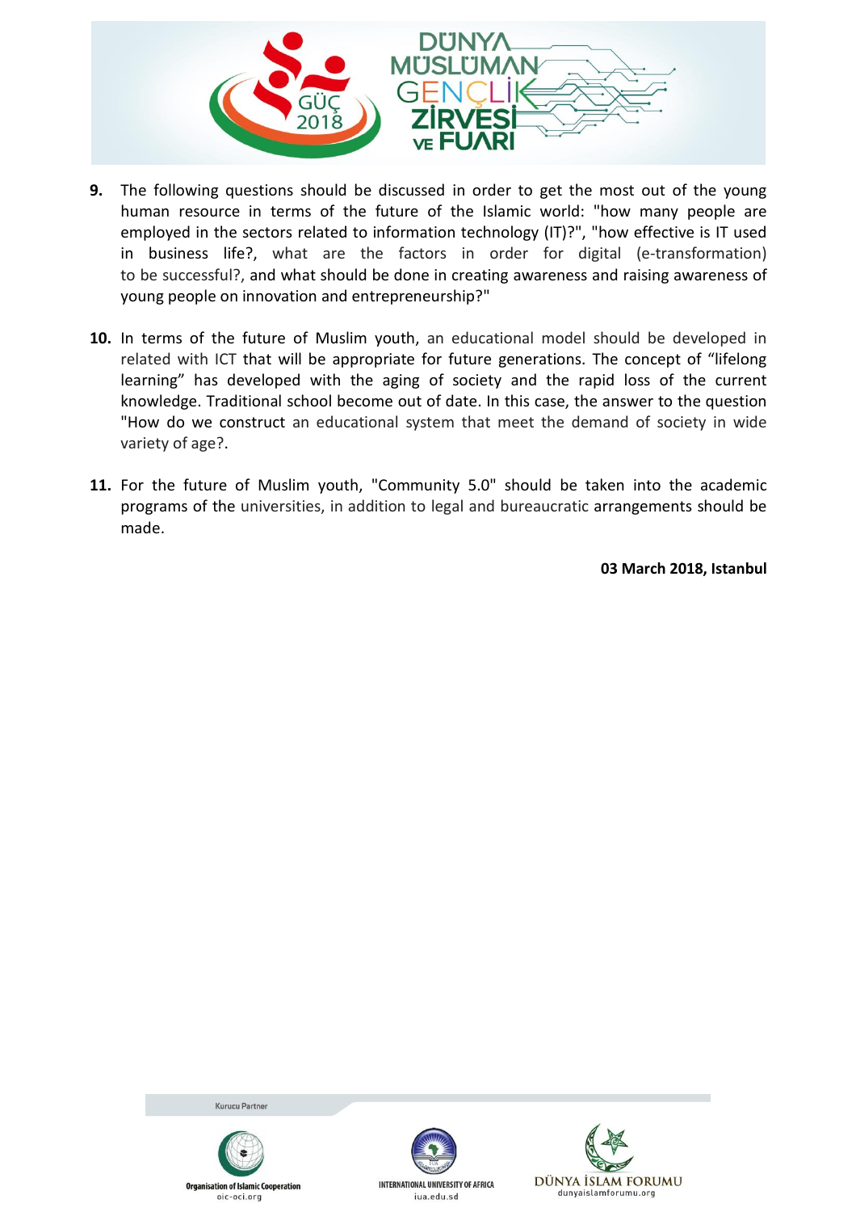9. The following questions should be discussed in order to get the most out of the young human resource in terms of the future of the Islamic world: "how many people are employed in the sectors related to information technology (IT)?", "how effective is IT used in business life?, what are the factors in order for digital (e-transformation) to be successful?, and what should be done in creating awareness and raising awareness of young people on innovation and entrepreneurship?"

10. In terms of the future of Muslim youth, an educational model should be developed in related with ICT that will be appropriate for future generations. The concept of “lifelong learning” has developed with the aging of society and the rapid loss of the current knowledge. Traditional school become out of date. In this case, the answer to the question "How do we construct an educational system that meet the demand of society in wide variety of age?.

11. For the future of Muslim youth, "Community 5.0" should be taken into the academic programs of the universities, in addition to legal and bureaucratic arrangements should be made.

**03 March 2018, Istanbul**